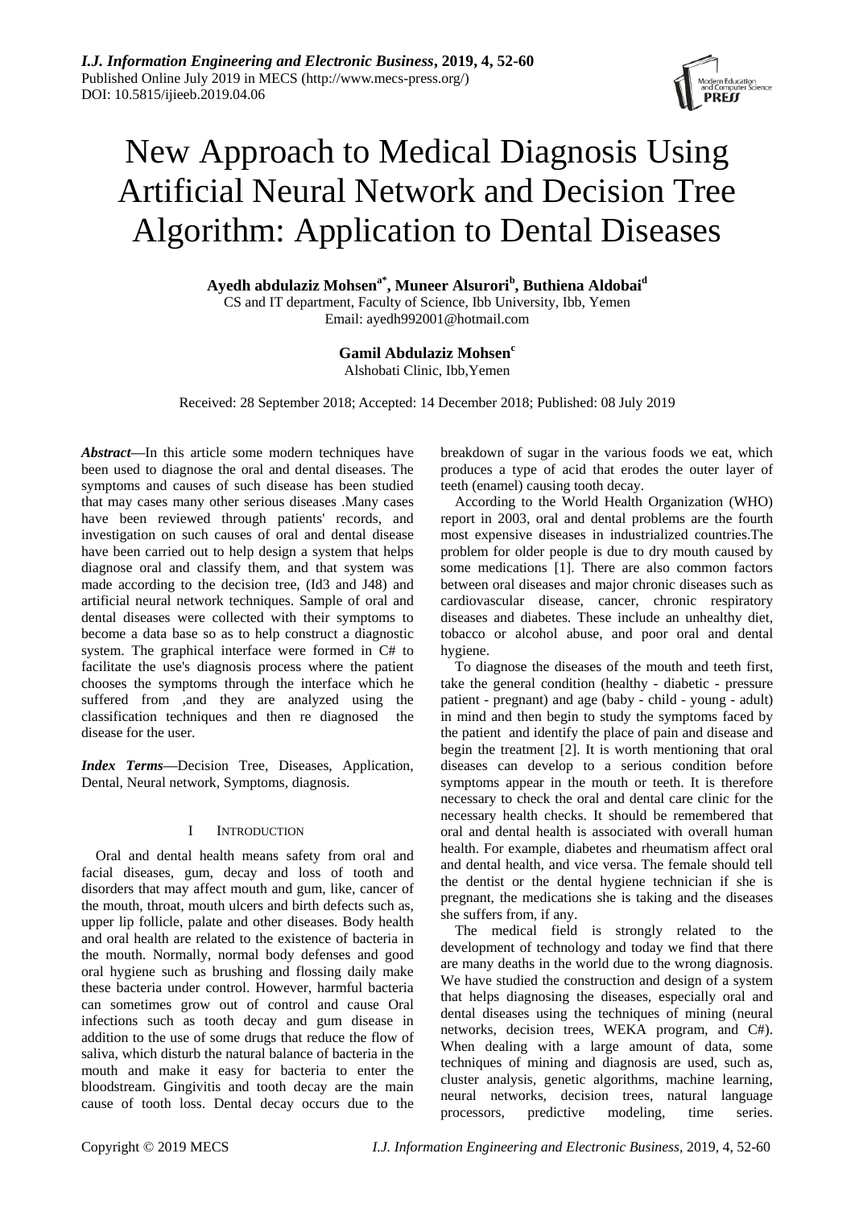# New Approach to Medical Diagnosis Using Artificial Neural Network and Decision Tree Algorithm: Application to Dental Diseases

**Ayedh abdulaziz Mohsen[a*], Muneer Alsurori[b], Buthiena Aldobai[d]**

CS and IT department, Faculty of Science, Ibb University, Ibb, Yemen

Email: ayedh992001@hotmail.com

**Gamil Abdulaziz Mohsen[c]**

Alshobati Clinic, Ibb,Yemen

Received: 28 September 2018; Accepted: 14 December 2018; Published: 08 July 2019

***Abstract*—**In this article some modern techniques have been used to diagnose the oral and dental diseases. The symptoms and causes of such disease has been studied that may cases many other serious diseases .Many cases have been reviewed through patients' records, and investigation on such causes of oral and dental disease have been carried out to help design a system that helps diagnose oral and classify them, and that system was made according to the decision tree, (Id3 and J48) and artificial neural network techniques. Sample of oral and dental diseases were collected with their symptoms to become a data base so as to help construct a diagnostic system. The graphical interface were formed in C# to facilitate the use's diagnosis process where the patient chooses the symptoms through the interface which he suffered from ,and they are analyzed using the classification techniques and then re diagnosed the disease for the user.

***Index Terms*—**Decision Tree, Diseases, Application, Dental, Neural network, Symptoms, diagnosis.

## I INTRODUCTION

Oral and dental health means safety from oral and facial diseases, gum, decay and loss of tooth and disorders that may affect mouth and gum, like, cancer of the mouth, throat, mouth ulcers and birth defects such as, upper lip follicle, palate and other diseases. Body health and oral health are related to the existence of bacteria in the mouth. Normally, normal body defenses and good oral hygiene such as brushing and flossing daily make these bacteria under control. However, harmful bacteria can sometimes grow out of control and cause Oral infections such as tooth decay and gum disease in addition to the use of some drugs that reduce the flow of saliva, which disturb the natural balance of bacteria in the mouth and make it easy for bacteria to enter the bloodstream. Gingivitis and tooth decay are the main cause of tooth loss. Dental decay occurs due to the breakdown of sugar in the various foods we eat, which produces a type of acid that erodes the outer layer of teeth (enamel) causing tooth decay.

According to the World Health Organization (WHO) report in 2003, oral and dental problems are the fourth most expensive diseases in industrialized countries.The problem for older people is due to dry mouth caused by some medications [1]. There are also common factors between oral diseases and major chronic diseases such as cardiovascular disease, cancer, chronic respiratory diseases and diabetes. These include an unhealthy diet, tobacco or alcohol abuse, and poor oral and dental hygiene.

To diagnose the diseases of the mouth and teeth first, take the general condition (healthy - diabetic - pressure patient - pregnant) and age (baby - child - young - adult) in mind and then begin to study the symptoms faced by the patient and identify the place of pain and disease and begin the treatment [2]. It is worth mentioning that oral diseases can develop to a serious condition before symptoms appear in the mouth or teeth. It is therefore necessary to check the oral and dental care clinic for the necessary health checks. It should be remembered that oral and dental health is associated with overall human health. For example, diabetes and rheumatism affect oral and dental health, and vice versa. The female should tell the dentist or the dental hygiene technician if she is pregnant, the medications she is taking and the diseases she suffers from, if any.

The medical field is strongly related to the development of technology and today we find that there are many deaths in the world due to the wrong diagnosis. We have studied the construction and design of a system that helps diagnosing the diseases, especially oral and dental diseases using the techniques of mining (neural networks, decision trees, WEKA program, and C#). When dealing with a large amount of data, some techniques of mining and diagnosis are used, such as, cluster analysis, genetic algorithms, machine learning, neural networks, decision trees, natural language processors, predictive modeling, time series.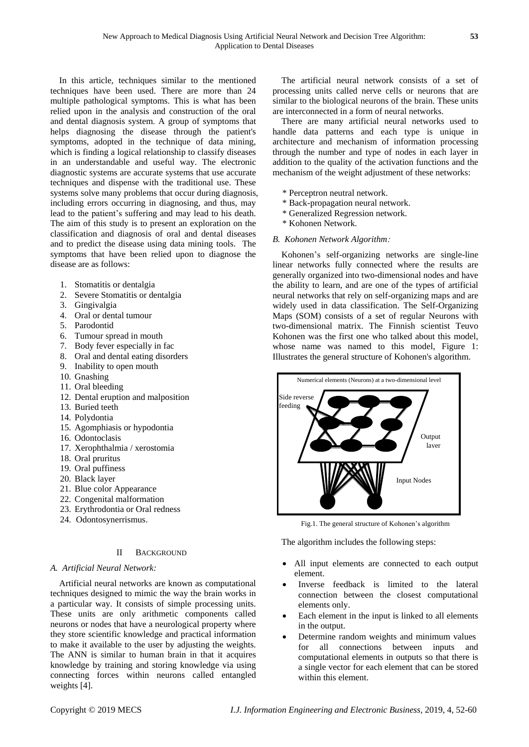In this article, techniques similar to the mentioned techniques have been used. There are more than 24 multiple pathological symptoms. This is what has been relied upon in the analysis and construction of the oral and dental diagnosis system. A group of symptoms that helps diagnosing the disease through the patient's symptoms, adopted in the technique of data mining, which is finding a logical relationship to classify diseases in an understandable and useful way. The electronic diagnostic systems are accurate systems that use accurate techniques and dispense with the traditional use. These systems solve many problems that occur during diagnosis, including errors occurring in diagnosing, and thus, may lead to the patient's suffering and may lead to his death. The aim of this study is to present an exploration on the classification and diagnosis of oral and dental diseases and to predict the disease using data mining tools. The symptoms that have been relied upon to diagnose the disease are as follows:

1. Stomatitis or dentalgia
2. Severe Stomatitis or dentalgia
3. Gingivalgia
4. Oral or dental tumour
5. Parodontid
6. Tumour spread in mouth
7. Body fever especially in fac
8. Oral and dental eating disorders
9. Inability to open mouth
10. Gnashing
11. Oral bleeding
12. Dental eruption and malposition
13. Buried teeth
14. Polydontia
15. Agomphiasis or hypodontia
16. Odontoclasis
17. Xerophthalmia / xerostomia
18. Oral pruritus
19. Oral puffiness
20. Black layer
21. Blue color Appearance
22. Congenital malformation
23. Erythrodontia or Oral redness
24. Odontosynerrismus.

## II BACKGROUND

### *A. Artificial Neural Network:*

Artificial neural networks are known as computational techniques designed to mimic the way the brain works in a particular way. It consists of simple processing units. These units are only arithmetic components called neurons or nodes that have a neurological property where they store scientific knowledge and practical information to make it available to the user by adjusting the weights. The ANN is similar to human brain in that it acquires knowledge by training and storing knowledge via using connecting forces within neurons called entangled weights [4].

The artificial neural network consists of a set of processing units called nerve cells or neurons that are similar to the biological neurons of the brain. These units are interconnected in a form of neural networks.

There are many artificial neural networks used to handle data patterns and each type is unique in architecture and mechanism of information processing through the number and type of nodes in each layer in addition to the quality of the activation functions and the mechanism of the weight adjustment of these networks:

* Perceptron neutral network.
* Back-propagation neural network.
* Generalized Regression network.
* Kohonen Network.

### *B. Kohonen Network Algorithm:*

Kohonen's self-organizing networks are single-line linear networks fully connected where the results are generally organized into two-dimensional nodes and have the ability to learn, and are one of the types of artificial neural networks that rely on self-organizing maps and are widely used in data classification. The Self-Organizing Maps (SOM) consists of a set of regular Neurons with two-dimensional matrix. The Finnish scientist Teuvo Kohonen was the first one who talked about this model, whose name was named to this model, Figure 1: Illustrates the general structure of Kohonen's algorithm.

Numerical elements (Neurons) at a two-dimensional level

Side reverse feeding

Output layer

Input Nodes

Fig.1. The general structure of Kohonen's algorithm

The algorithm includes the following steps:

- All input elements are connected to each output element.
- Inverse feedback is limited to the lateral connection between the closest computational elements only.
- Each element in the input is linked to all elements in the output.
- Determine random weights and minimum values for all connections between inputs and computational elements in outputs so that there is a single vector for each element that can be stored within this element.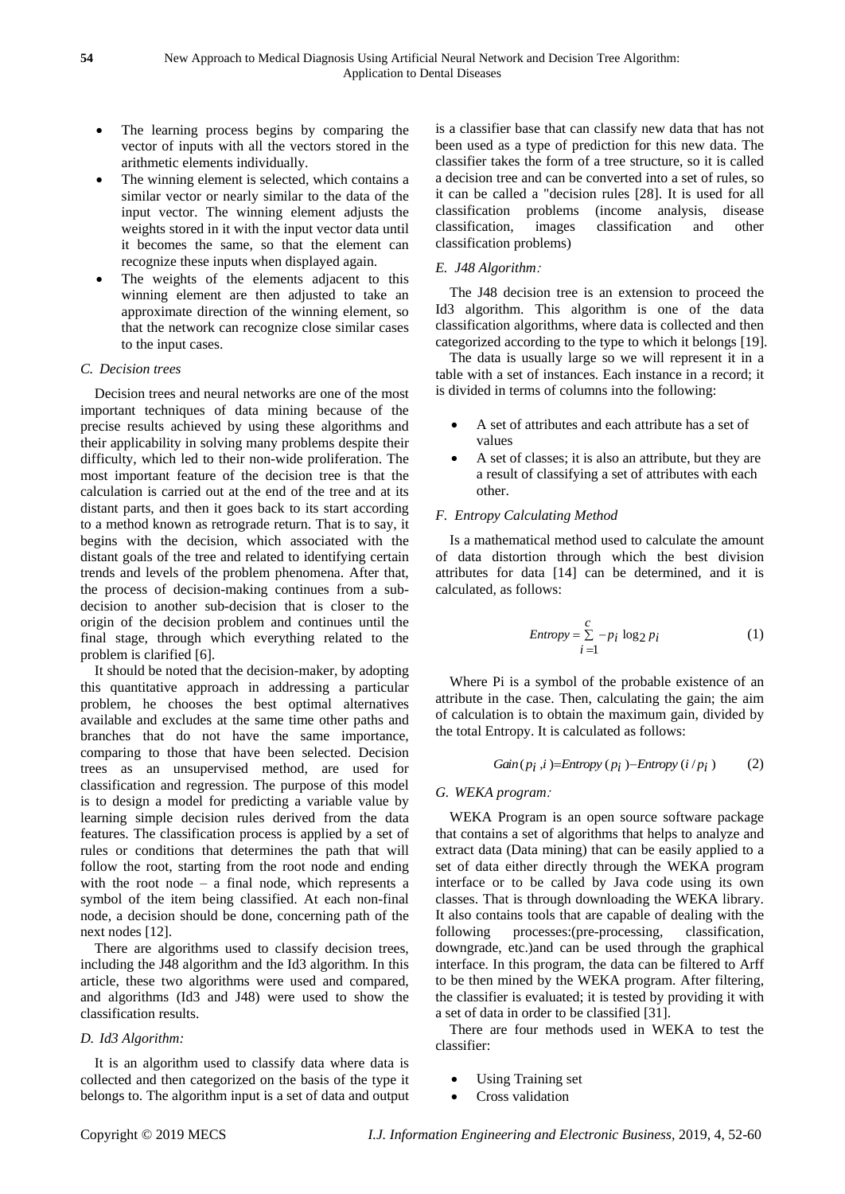- The learning process begins by comparing the vector of inputs with all the vectors stored in the arithmetic elements individually.
- The winning element is selected, which contains a similar vector or nearly similar to the data of the input vector. The winning element adjusts the weights stored in it with the input vector data until it becomes the same, so that the element can recognize these inputs when displayed again.
- The weights of the elements adjacent to this winning element are then adjusted to take an approximate direction of the winning element, so that the network can recognize close similar cases to the input cases.

### C. Decision trees

Decision trees and neural networks are one of the most important techniques of data mining because of the precise results achieved by using these algorithms and their applicability in solving many problems despite their difficulty, which led to their non-wide proliferation. The most important feature of the decision tree is that the calculation is carried out at the end of the tree and at its distant parts, and then it goes back to its start according to a method known as retrograde return. That is to say, it begins with the decision, which associated with the distant goals of the tree and related to identifying certain trends and levels of the problem phenomena. After that, the process of decision-making continues from a sub-decision to another sub-decision that is closer to the origin of the decision problem and continues until the final stage, through which everything related to the problem is clarified [6].

It should be noted that the decision-maker, by adopting this quantitative approach in addressing a particular problem, he chooses the best optimal alternatives available and excludes at the same time other paths and branches that do not have the same importance, comparing to those that have been selected. Decision trees as an unsupervised method, are used for classification and regression. The purpose of this model is to design a model for predicting a variable value by learning simple decision rules derived from the data features. The classification process is applied by a set of rules or conditions that determines the path that will follow the root, starting from the root node and ending with the root node – a final node, which represents a symbol of the item being classified. At each non-final node, a decision should be done, concerning path of the next nodes [12].

There are algorithms used to classify decision trees, including the J48 algorithm and the Id3 algorithm. In this article, these two algorithms were used and compared, and algorithms (Id3 and J48) were used to show the classification results.

### D. Id3 Algorithm:

It is an algorithm used to classify data where data is collected and then categorized on the basis of the type it belongs to. The algorithm input is a set of data and output is a classifier base that can classify new data that has not been used as a type of prediction for this new data. The classifier takes the form of a tree structure, so it is called a decision tree and can be converted into a set of rules, so it can be called a "decision rules [28]. It is used for all classification problems (income analysis, disease classification, images classification and other classification problems)

### E. J48 Algorithm:

The J48 decision tree is an extension to proceed the Id3 algorithm. This algorithm is one of the data classification algorithms, where data is collected and then categorized according to the type to which it belongs [19].

The data is usually large so we will represent it in a table with a set of instances. Each instance in a record; it is divided in terms of columns into the following:

- A set of attributes and each attribute has a set of values
- A set of classes; it is also an attribute, but they are a result of classifying a set of attributes with each other.

### F. Entropy Calculating Method

Is a mathematical method used to calculate the amount of data distortion through which the best division attributes for data [14] can be determined, and it is calculated, as follows:

$$Entropy = \sum_{i=1}^{c} -p_i \log_2 p_i \qquad (1)$$

Where Pi is a symbol of the probable existence of an attribute in the case. Then, calculating the gain; the aim of calculation is to obtain the maximum gain, divided by the total Entropy. It is calculated as follows:

$$Gain(p_i, i) = Entropy(p_i) - Entropy(i / p_i) \qquad (2)$$

### G. WEKA program:

WEKA Program is an open source software package that contains a set of algorithms that helps to analyze and extract data (Data mining) that can be easily applied to a set of data either directly through the WEKA program interface or to be called by Java code using its own classes. That is through downloading the WEKA library. It also contains tools that are capable of dealing with the following processes:(pre-processing, classification, downgrade, etc.)and can be used through the graphical interface. In this program, the data can be filtered to Arff to be then mined by the WEKA program. After filtering, the classifier is evaluated; it is tested by providing it with a set of data in order to be classified [31].

There are four methods used in WEKA to test the classifier:

- Using Training set
- Cross validation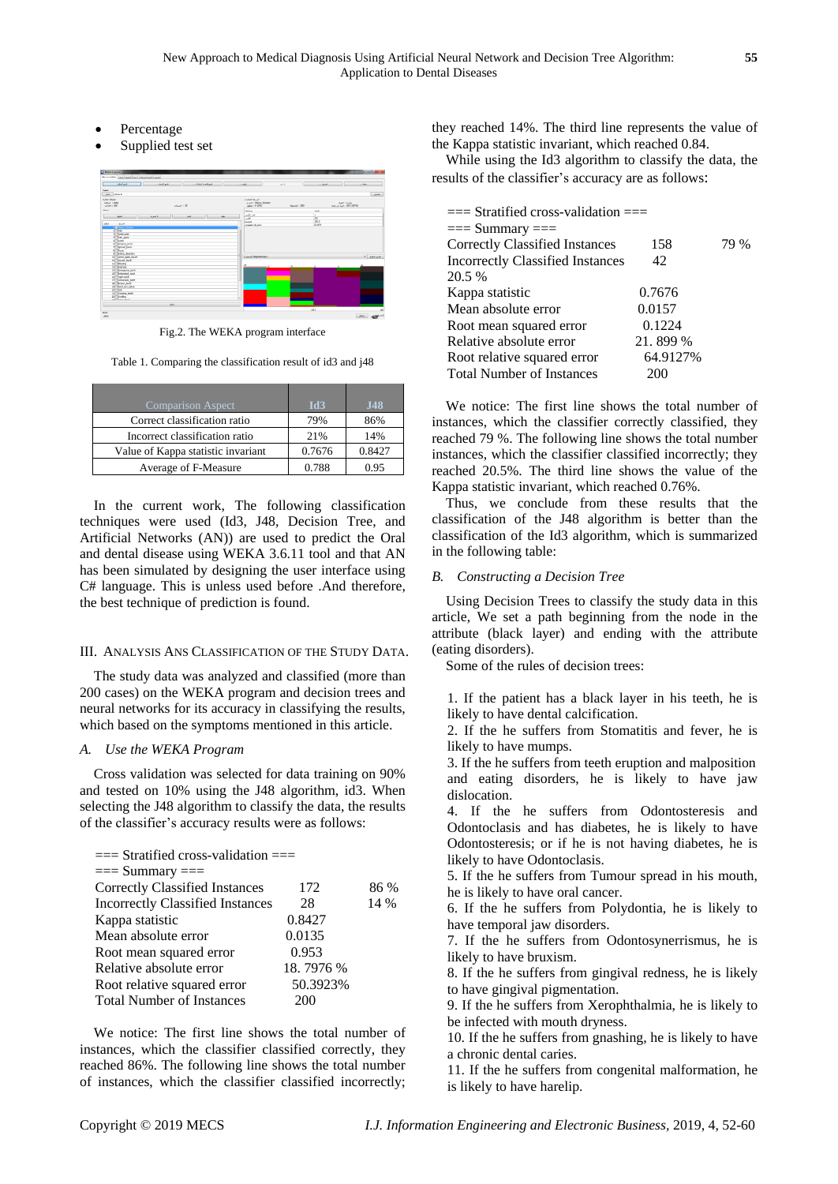- Percentage
- Supplied test set

Fig.2. The WEKA program interface

Table 1. Comparing the classification result of id3 and j48

| Comparison Aspect | Id3 | J48 |
|---|---|---|
| Correct classification ratio | 79% | 86% |
| Incorrect classification ratio | 21% | 14% |
| Value of Kappa statistic invariant | 0.7676 | 0.8427 |
| Average of F-Measure | 0.788 | 0.95 |

In the current work, The following classification techniques were used (Id3, J48, Decision Tree, and Artificial Neural Networks (AN)) are used to predict the Oral and dental disease using WEKA 3.6.11 tool and that AN has been simulated by designing the user interface using C# language. This is unless used before .And therefore, the best technique of prediction is found.

## III. Analysis Ans Classification of the Study Data.

The study data was analyzed and classified (more than 200 cases) on the WEKA program and decision trees and neural networks for its accuracy in classifying the results, which based on the symptoms mentioned in this article.

### *A. Use the WEKA Program*

Cross validation was selected for data training on 90% and tested on 10% using the J48 algorithm, id3. When selecting the J48 algorithm to classify the data, the results of the classifier's accuracy results were as follows:

```
=== Stratified cross-validation ===
=== Summary ===
Correctly Classified Instances       172        86 %
Incorrectly Classified Instances      28        14 %
Kappa statistic                     0.8427
Mean absolute error                 0.0135
Root mean squared error              0.953
Relative absolute error            18. 7976 %
Root relative squared error         50.3923%
Total Number of Instances            200
```

We notice: The first line shows the total number of instances, which the classifier classified correctly, they reached 86%. The following line shows the total number of instances, which the classifier classified incorrectly; they reached 14%. The third line represents the value of the Kappa statistic invariant, which reached 0.84.

While using the Id3 algorithm to classify the data, the results of the classifier's accuracy are as follows:

```
=== Stratified cross-validation ===
=== Summary ===
Correctly Classified Instances       158        79 %
Incorrectly Classified Instances      42
20.5 %
Kappa statistic                     0.7676
Mean absolute error                 0.0157
Root mean squared error              0.1224
Relative absolute error            21. 899 %
Root relative squared error         64.9127%
Total Number of Instances            200
```

We notice: The first line shows the total number of instances, which the classifier correctly classified, they reached 79 %. The following line shows the total number instances, which the classifier classified incorrectly; they reached 20.5%. The third line shows the value of the Kappa statistic invariant, which reached 0.76%.

Thus, we conclude from these results that the classification of the J48 algorithm is better than the classification of the Id3 algorithm, which is summarized in the following table:

### *B. Constructing a Decision Tree*

Using Decision Trees to classify the study data in this article, We set a path beginning from the node in the attribute (black layer) and ending with the attribute (eating disorders).

Some of the rules of decision trees:

1. If the patient has a black layer in his teeth, he is likely to have dental calcification.
2. If the he suffers from Stomatitis and fever, he is likely to have mumps.
3. If the he suffers from teeth eruption and malposition and eating disorders, he is likely to have jaw dislocation.
4. If the he suffers from Odontosteresis and Odontoclasis and has diabetes, he is likely to have Odontosteresis; or if he is not having diabetes, he is likely to have Odontoclasis.
5. If the he suffers from Tumour spread in his mouth, he is likely to have oral cancer.
6. If the he suffers from Polydontia, he is likely to have temporal jaw disorders.
7. If the he suffers from Odontosynerrismus, he is likely to have bruxism.
8. If the he suffers from gingival redness, he is likely to have gingival pigmentation.
9. If the he suffers from Xerophthalmia, he is likely to be infected with mouth dryness.
10. If the he suffers from gnashing, he is likely to have a chronic dental caries.
11. If the he suffers from congenital malformation, he is likely to have harelip.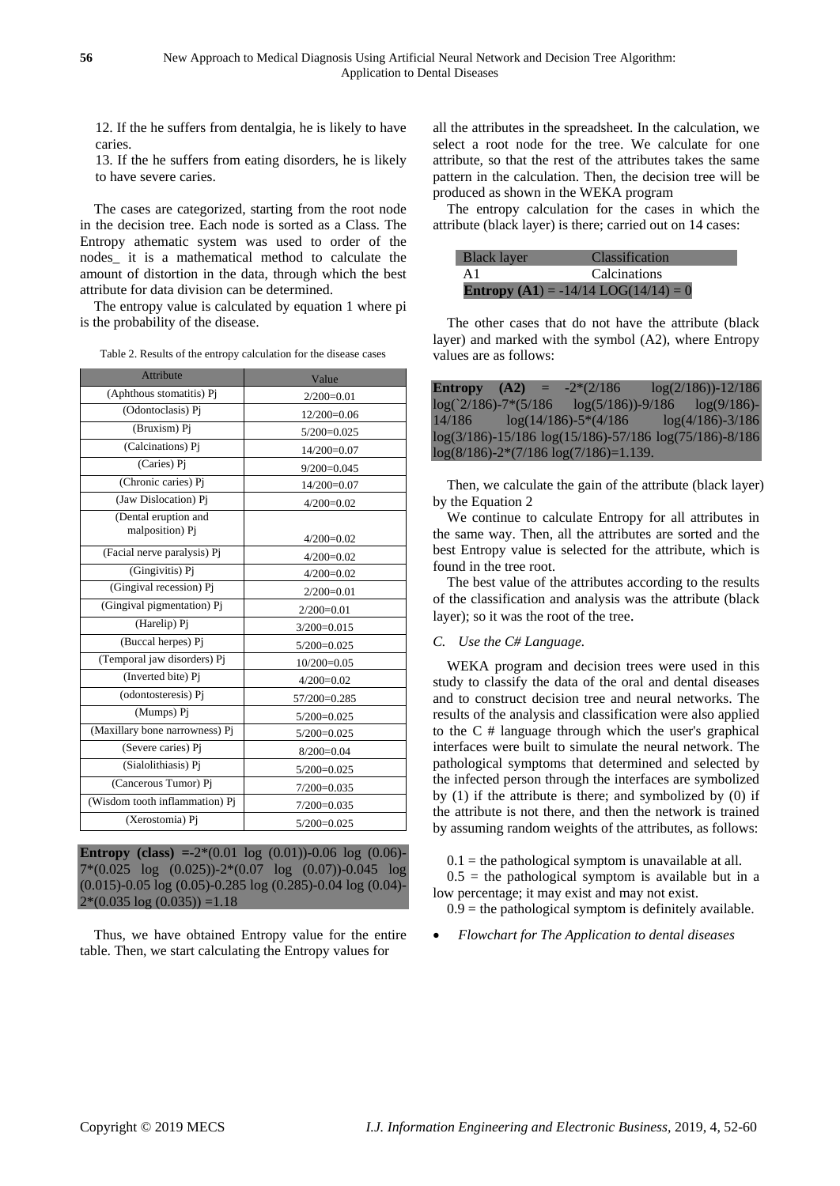12. If the he suffers from dentalgia, he is likely to have caries.

13. If the he suffers from eating disorders, he is likely to have severe caries.

The cases are categorized, starting from the root node in the decision tree. Each node is sorted as a Class. The Entropy athematic system was used to order of the nodes_ it is a mathematical method to calculate the amount of distortion in the data, through which the best attribute for data division can be determined.

The entropy value is calculated by equation 1 where pi is the probability of the disease.

Table 2. Results of the entropy calculation for the disease cases

| Attribute | Value |
|---|---|
| (Aphthous stomatitis) Pj | 2/200=0.01 |
| (Odontoclasis) Pj | 12/200=0.06 |
| (Bruxism) Pj | 5/200=0.025 |
| (Calcinations) Pj | 14/200=0.07 |
| (Caries) Pj | 9/200=0.045 |
| (Chronic caries) Pj | 14/200=0.07 |
| (Jaw Dislocation) Pj | 4/200=0.02 |
| (Dental eruption and malposition) Pj | 4/200=0.02 |
| (Facial nerve paralysis) Pj | 4/200=0.02 |
| (Gingivitis) Pj | 4/200=0.02 |
| (Gingival recession) Pj | 2/200=0.01 |
| (Gingival pigmentation) Pj | 2/200=0.01 |
| (Harelip) Pj | 3/200=0.015 |
| (Buccal herpes) Pj | 5/200=0.025 |
| (Temporal jaw disorders) Pj | 10/200=0.05 |
| (Inverted bite) Pj | 4/200=0.02 |
| (odontosteresis) Pj | 57/200=0.285 |
| (Mumps) Pj | 5/200=0.025 |
| (Maxillary bone narrowness) Pj | 5/200=0.025 |
| (Severe caries) Pj | 8/200=0.04 |
| (Sialolithiasis) Pj | 5/200=0.025 |
| (Cancerous Tumor) Pj | 7/200=0.035 |
| (Wisdom tooth inflammation) Pj | 7/200=0.035 |
| (Xerostomia) Pj | 5/200=0.025 |

**Entropy (class)** =-2*(0.01 log (0.01))-0.06 log (0.06)-7*(0.025 log (0.025))-2*(0.07 log (0.07))-0.045 log (0.015)-0.05 log (0.05)-0.285 log (0.285)-0.04 log (0.04)-2*(0.035 log (0.035)) =1.18

Thus, we have obtained Entropy value for the entire table. Then, we start calculating the Entropy values for all the attributes in the spreadsheet. In the calculation, we select a root node for the tree. We calculate for one attribute, so that the rest of the attributes takes the same pattern in the calculation. Then, the decision tree will be produced as shown in the WEKA program

The entropy calculation for the cases in which the attribute (black layer) is there; carried out on 14 cases:

| Black layer | Classification |
|---|---|
| A1 | Calcinations |
| **Entropy (A1)** = -14/14 LOG(14/14) = 0 | |

The other cases that do not have the attribute (black layer) and marked with the symbol (A2), where Entropy values are as follows:

**Entropy (A2)** = -2*(2/186 log(2/186))-12/186 log(`2/186)-7*(5/186 log(5/186))-9/186 log(9/186)-14/186 log(14/186)-5*(4/186 log(4/186)-3/186 log(3/186)-15/186 log(15/186)-57/186 log(75/186)-8/186 log(8/186)-2*(7/186 log(7/186)=1.139.

Then, we calculate the gain of the attribute (black layer) by the Equation 2

We continue to calculate Entropy for all attributes in the same way. Then, all the attributes are sorted and the best Entropy value is selected for the attribute, which is found in the tree root.

The best value of the attributes according to the results of the classification and analysis was the attribute (black layer); so it was the root of the tree.

*C. Use the C# Language.*

WEKA program and decision trees were used in this study to classify the data of the oral and dental diseases and to construct decision tree and neural networks. The results of the analysis and classification were also applied to the C # language through which the user's graphical interfaces were built to simulate the neural network. The pathological symptoms that determined and selected by the infected person through the interfaces are symbolized by (1) if the attribute is there; and symbolized by (0) if the attribute is not there, and then the network is trained by assuming random weights of the attributes, as follows:

0.1 = the pathological symptom is unavailable at all.

0.5 = the pathological symptom is available but in a low percentage; it may exist and may not exist.

0.9 = the pathological symptom is definitely available.

- *Flowchart for The Application to dental diseases*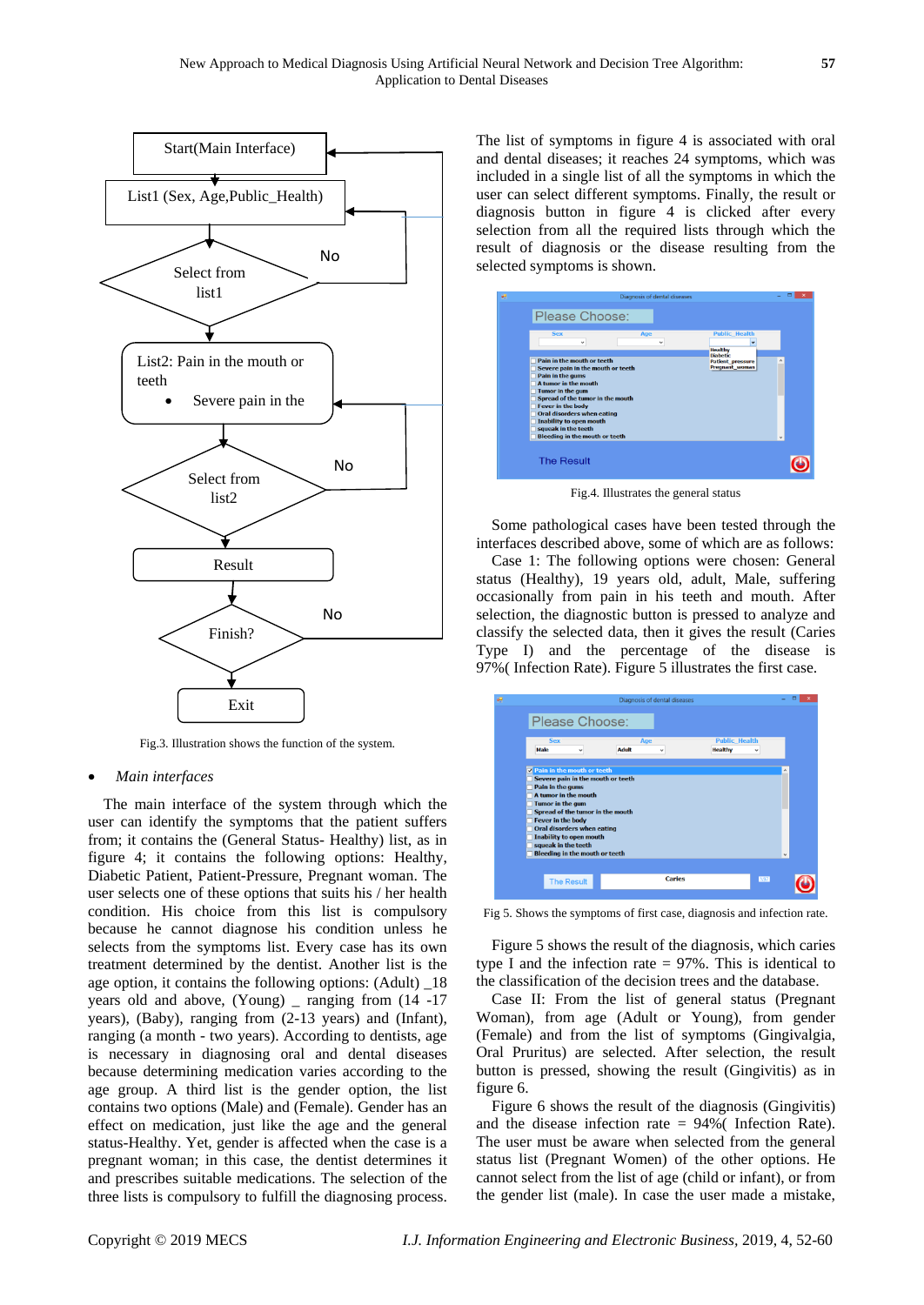Fig.3. Illustration shows the function of the system.

- *Main interfaces*

The main interface of the system through which the user can identify the symptoms that the patient suffers from; it contains the (General Status- Healthy) list, as in figure 4; it contains the following options: Healthy, Diabetic Patient, Patient-Pressure, Pregnant woman. The user selects one of these options that suits his / her health condition. His choice from this list is compulsory because he cannot diagnose his condition unless he selects from the symptoms list. Every case has its own treatment determined by the dentist. Another list is the age option, it contains the following options: (Adult) _18 years old and above, (Young) _ ranging from (14 -17 years), (Baby), ranging from (2-13 years) and (Infant), ranging (a month - two years). According to dentists, age is necessary in diagnosing oral and dental diseases because determining medication varies according to the age group. A third list is the gender option, the list contains two options (Male) and (Female). Gender has an effect on medication, just like the age and the general status-Healthy. Yet, gender is affected when the case is a pregnant woman; in this case, the dentist determines it and prescribes suitable medications. The selection of the three lists is compulsory to fulfill the diagnosing process.

The list of symptoms in figure 4 is associated with oral and dental diseases; it reaches 24 symptoms, which was included in a single list of all the symptoms in which the user can select different symptoms. Finally, the result or diagnosis button in figure 4 is clicked after every selection from all the required lists through which the result of diagnosis or the disease resulting from the selected symptoms is shown.

Fig.4. Illustrates the general status

Some pathological cases have been tested through the interfaces described above, some of which are as follows:

Case 1: The following options were chosen: General status (Healthy), 19 years old, adult, Male, suffering occasionally from pain in his teeth and mouth. After selection, the diagnostic button is pressed to analyze and classify the selected data, then it gives the result (Caries Type I) and the percentage of the disease is 97%( Infection Rate). Figure 5 illustrates the first case.

Fig 5. Shows the symptoms of first case, diagnosis and infection rate.

Figure 5 shows the result of the diagnosis, which caries type I and the infection rate = 97%. This is identical to the classification of the decision trees and the database.

Case II: From the list of general status (Pregnant Woman), from age (Adult or Young), from gender (Female) and from the list of symptoms (Gingivalgia, Oral Pruritus) are selected. After selection, the result button is pressed, showing the result (Gingivitis) as in figure 6.

Figure 6 shows the result of the diagnosis (Gingivitis) and the disease infection rate = 94%( Infection Rate). The user must be aware when selected from the general status list (Pregnant Women) of the other options. He cannot select from the list of age (child or infant), or from the gender list (male). In case the user made a mistake,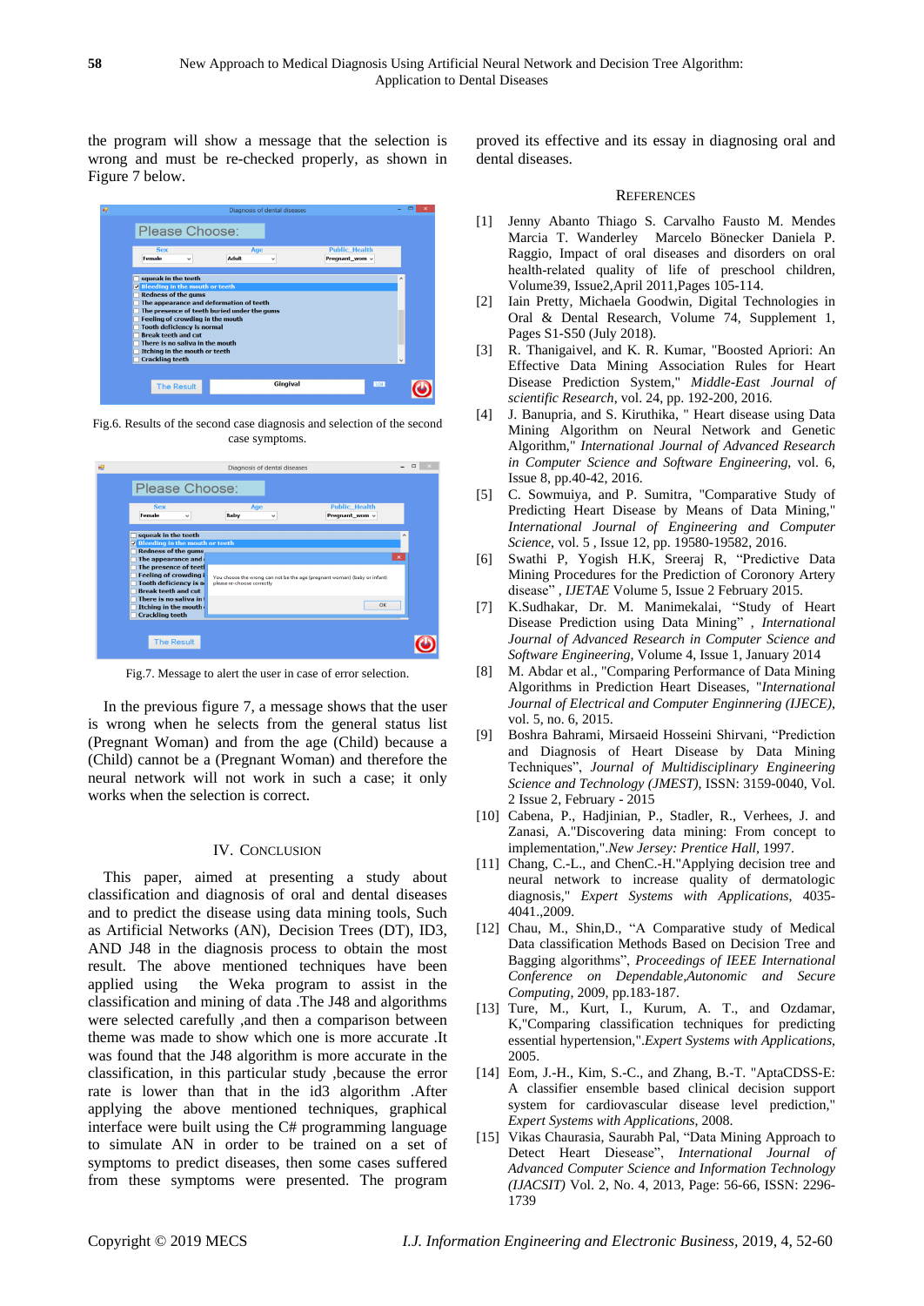the program will show a message that the selection is wrong and must be re-checked properly, as shown in Figure 7 below.

Fig.6. Results of the second case diagnosis and selection of the second case symptoms.

Fig.7. Message to alert the user in case of error selection.

In the previous figure 7, a message shows that the user is wrong when he selects from the general status list (Pregnant Woman) and from the age (Child) because a (Child) cannot be a (Pregnant Woman) and therefore the neural network will not work in such a case; it only works when the selection is correct.

## IV. Conclusion

This paper, aimed at presenting a study about classification and diagnosis of oral and dental diseases and to predict the disease using data mining tools, Such as Artificial Networks (AN), Decision Trees (DT), ID3, AND J48 in the diagnosis process to obtain the most result. The above mentioned techniques have been applied using the Weka program to assist in the classification and mining of data .The J48 and algorithms were selected carefully ,and then a comparison between theme was made to show which one is more accurate .It was found that the J48 algorithm is more accurate in the classification, in this particular study ,because the error rate is lower than that in the id3 algorithm .After applying the above mentioned techniques, graphical interface were built using the C# programming language to simulate AN in order to be trained on a set of symptoms to predict diseases, then some cases suffered from these symptoms were presented. The program proved its effective and its essay in diagnosing oral and dental diseases.

## References

[1] Jenny Abanto Thiago S. Carvalho Fausto M. Mendes Marcia T. Wanderley Marcelo Bönecker Daniela P. Raggio, Impact of oral diseases and disorders on oral health-related quality of life of preschool children, Volume39, Issue2,April 2011,Pages 105-114.

[2] Iain Pretty, Michaela Goodwin, Digital Technologies in Oral & Dental Research, Volume 74, Supplement 1, Pages S1-S50 (July 2018).

[3] R. Thanigaivel, and K. R. Kumar, "Boosted Apriori: An Effective Data Mining Association Rules for Heart Disease Prediction System," *Middle-East Journal of scientific Research*, vol. 24, pp. 192-200, 2016.

[4] J. Banupria, and S. Kiruthika, " Heart disease using Data Mining Algorithm on Neural Network and Genetic Algorithm," *International Journal of Advanced Research in Computer Science and Software Engineering*, vol. 6, Issue 8, pp.40-42, 2016.

[5] C. Sowmuiya, and P. Sumitra, "Comparative Study of Predicting Heart Disease by Means of Data Mining," *International Journal of Engineering and Computer Science*, vol. 5 , Issue 12, pp. 19580-19582, 2016.

[6] Swathi P, Yogish H.K, Sreeraj R, "Predictive Data Mining Procedures for the Prediction of Coronory Artery disease" , *IJETAE* Volume 5, Issue 2 February 2015.

[7] K.Sudhakar, Dr. M. Manimekalai, "Study of Heart Disease Prediction using Data Mining" , *International Journal of Advanced Research in Computer Science and Software Engineering*, Volume 4, Issue 1, January 2014

[8] M. Abdar et al., "Comparing Performance of Data Mining Algorithms in Prediction Heart Diseases, "*International Journal of Electrical and Computer Enginnering (IJECE)*, vol. 5, no. 6, 2015.

[9] Boshra Bahrami, Mirsaeid Hosseini Shirvani, "Prediction and Diagnosis of Heart Disease by Data Mining Techniques", *Journal of Multidisciplinary Engineering Science and Technology (JMEST)*, ISSN: 3159-0040, Vol. 2 Issue 2, February - 2015

[10] Cabena, P., Hadjinian, P., Stadler, R., Verhees, J. and Zanasi, A."Discovering data mining: From concept to implementation,".*New Jersey: Prentice Hall*, 1997.

[11] Chang, C.-L., and ChenC.-H."Applying decision tree and neural network to increase quality of dermatologic diagnosis," *Expert Systems with Applications*, 4035-4041.,2009.

[12] Chau, M., Shin,D., "A Comparative study of Medical Data classification Methods Based on Decision Tree and Bagging algorithms", *Proceedings of IEEE International Conference on Dependable,Autonomic and Secure Computing*, 2009, pp.183-187.

[13] Ture, M., Kurt, I., Kurum, A. T., and Ozdamar, K,"Comparing classification techniques for predicting essential hypertension,".*Expert Systems with Applications*, 2005.

[14] Eom, J.-H., Kim, S.-C., and Zhang, B.-T. "AptaCDSS-E: A classifier ensemble based clinical decision support system for cardiovascular disease level prediction," *Expert Systems with Applications*, 2008.

[15] Vikas Chaurasia, Saurabh Pal, "Data Mining Approach to Detect Heart Diesease", *International Journal of Advanced Computer Science and Information Technology (IJACSIT)* Vol. 2, No. 4, 2013, Page: 56-66, ISSN: 2296-1739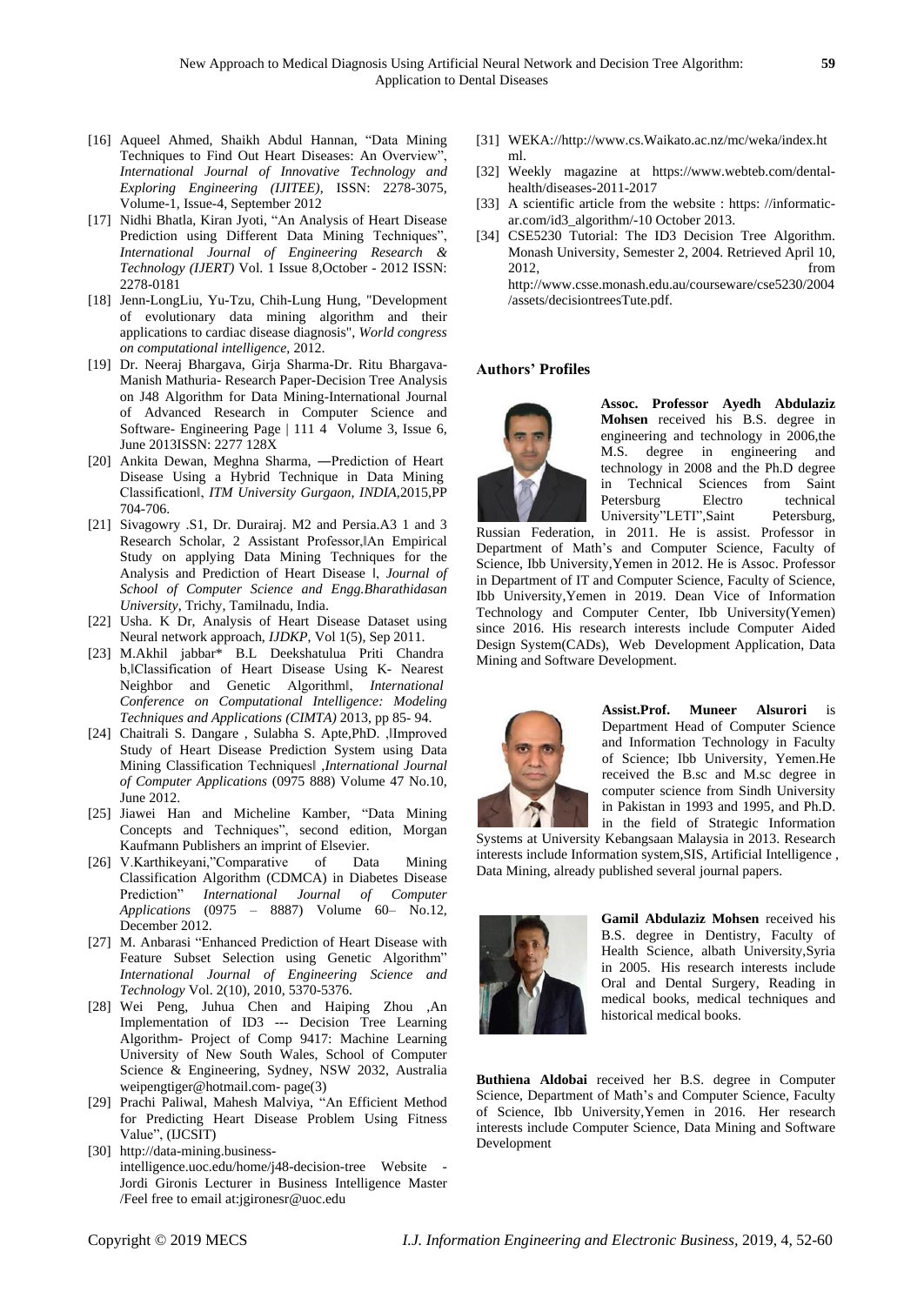[16] Aqueel Ahmed, Shaikh Abdul Hannan, "Data Mining Techniques to Find Out Heart Diseases: An Overview", *International Journal of Innovative Technology and Exploring Engineering (IJITEE)*, ISSN: 2278-3075, Volume-1, Issue-4, September 2012

[17] Nidhi Bhatla, Kiran Jyoti, "An Analysis of Heart Disease Prediction using Different Data Mining Techniques", *International Journal of Engineering Research & Technology (IJERT)* Vol. 1 Issue 8,October - 2012 ISSN: 2278-0181

[18] Jenn-LongLiu, Yu-Tzu, Chih-Lung Hung, "Development of evolutionary data mining algorithm and their applications to cardiac disease diagnosis", *World congress on computational intelligence*, 2012.

[19] Dr. Neeraj Bhargava, Girja Sharma-Dr. Ritu Bhargava-Manish Mathuria- Research Paper-Decision Tree Analysis on J48 Algorithm for Data Mining-International Journal of Advanced Research in Computer Science and Software- Engineering Page | 111 4 Volume 3, Issue 6, June 2013ISSN: 2277 128X

[20] Ankita Dewan, Meghna Sharma, ―Prediction of Heart Disease Using a Hybrid Technique in Data Mining Classification‖, *ITM University Gurgaon, INDIA*,2015,PP 704-706.

[21] Sivagowry .S1, Dr. Durairaj. M2 and Persia.A3 1 and 3 Research Scholar, 2 Assistant Professor,‖An Empirical Study on applying Data Mining Techniques for the Analysis and Prediction of Heart Disease ‖, *Journal of School of Computer Science and Engg.Bharathidasan University*, Trichy, Tamilnadu, India.

[22] Usha. K Dr, Analysis of Heart Disease Dataset using Neural network approach, *IJDKP*, Vol 1(5), Sep 2011.

[23] M.Akhil jabbar* B.L Deekshatulua Priti Chandra b,‖Classification of Heart Disease Using K- Nearest Neighbor and Genetic Algorithm‖, *International Conference on Computational Intelligence: Modeling Techniques and Applications (CIMTA)* 2013, pp 85- 94.

[24] Chaitrali S. Dangare , Sulabha S. Apte,PhD. ,‖Improved Study of Heart Disease Prediction System using Data Mining Classification Techniques‖ ,*International Journal of Computer Applications* (0975 888) Volume 47 No.10, June 2012.

[25] Jiawei Han and Micheline Kamber, "Data Mining Concepts and Techniques", second edition, Morgan Kaufmann Publishers an imprint of Elsevier.

[26] V.Karthikeyani,"Comparative of Data Mining Classification Algorithm (CDMCA) in Diabetes Disease Prediction" *International Journal of Computer Applications* (0975 – 8887) Volume 60– No.12, December 2012.

[27] M. Anbarasi "Enhanced Prediction of Heart Disease with Feature Subset Selection using Genetic Algorithm" *International Journal of Engineering Science and Technology* Vol. 2(10), 2010, 5370-5376.

[28] Wei Peng, Juhua Chen and Haiping Zhou ,An Implementation of ID3 --- Decision Tree Learning Algorithm- Project of Comp 9417: Machine Learning University of New South Wales, School of Computer Science & Engineering, Sydney, NSW 2032, Australia weipengtiger@hotmail.com- page(3)

[29] Prachi Paliwal, Mahesh Malviya, "An Efficient Method for Predicting Heart Disease Problem Using Fitness Value", (IJCSIT)

[30] http://data-mining.business-intelligence.uoc.edu/home/j48-decision-tree Website - Jordi Gironis Lecturer in Business Intelligence Master /Feel free to email at:jgironesr@uoc.edu

[31] WEKA://http://www.cs.Waikato.ac.nz/mc/weka/index.html.

[32] Weekly magazine at https://www.webteb.com/dental-health/diseases-2011-2017

[33] A scientific article from the website : https: //informatic-ar.com/id3_algorithm/-10 October 2013.

[34] CSE5230 Tutorial: The ID3 Decision Tree Algorithm. Monash University, Semester 2, 2004. Retrieved April 10, 2012, from http://www.csse.monash.edu.au/courseware/cse5230/2004/assets/decisiontreesTute.pdf.

## Authors' Profiles

**Assoc. Professor Ayedh Abdulaziz Mohsen** received his B.S. degree in engineering and technology in 2006,the M.S. degree in engineering and technology in 2008 and the Ph.D degree in Technical Sciences from Saint Petersburg Electro technical University"LETI",Saint Petersburg, Russian Federation, in 2011. He is assist. Professor in Department of Math's and Computer Science, Faculty of Science, Ibb University,Yemen in 2012. He is Assoc. Professor in Department of IT and Computer Science, Faculty of Science, Ibb University,Yemen in 2019. Dean Vice of Information Technology and Computer Center, Ibb University(Yemen) since 2016. His research interests include Computer Aided Design System(CADs), Web Development Application, Data Mining and Software Development.

**Assist.Prof. Muneer Alsurori** is Department Head of Computer Science and Information Technology in Faculty of Science; Ibb University, Yemen.He received the B.sc and M.sc degree in computer science from Sindh University in Pakistan in 1993 and 1995, and Ph.D. in the field of Strategic Information Systems at University Kebangsaan Malaysia in 2013. Research interests include Information system,SIS, Artificial Intelligence , Data Mining, already published several journal papers.

**Gamil Abdulaziz Mohsen** received his B.S. degree in Dentistry, Faculty of Health Science, albath University,Syria in 2005. His research interests include Oral and Dental Surgery, Reading in medical books, medical techniques and historical medical books.

**Buthiena Aldobai** received her B.S. degree in Computer Science, Department of Math's and Computer Science, Faculty of Science, Ibb University,Yemen in 2016. Her research interests include Computer Science, Data Mining and Software Development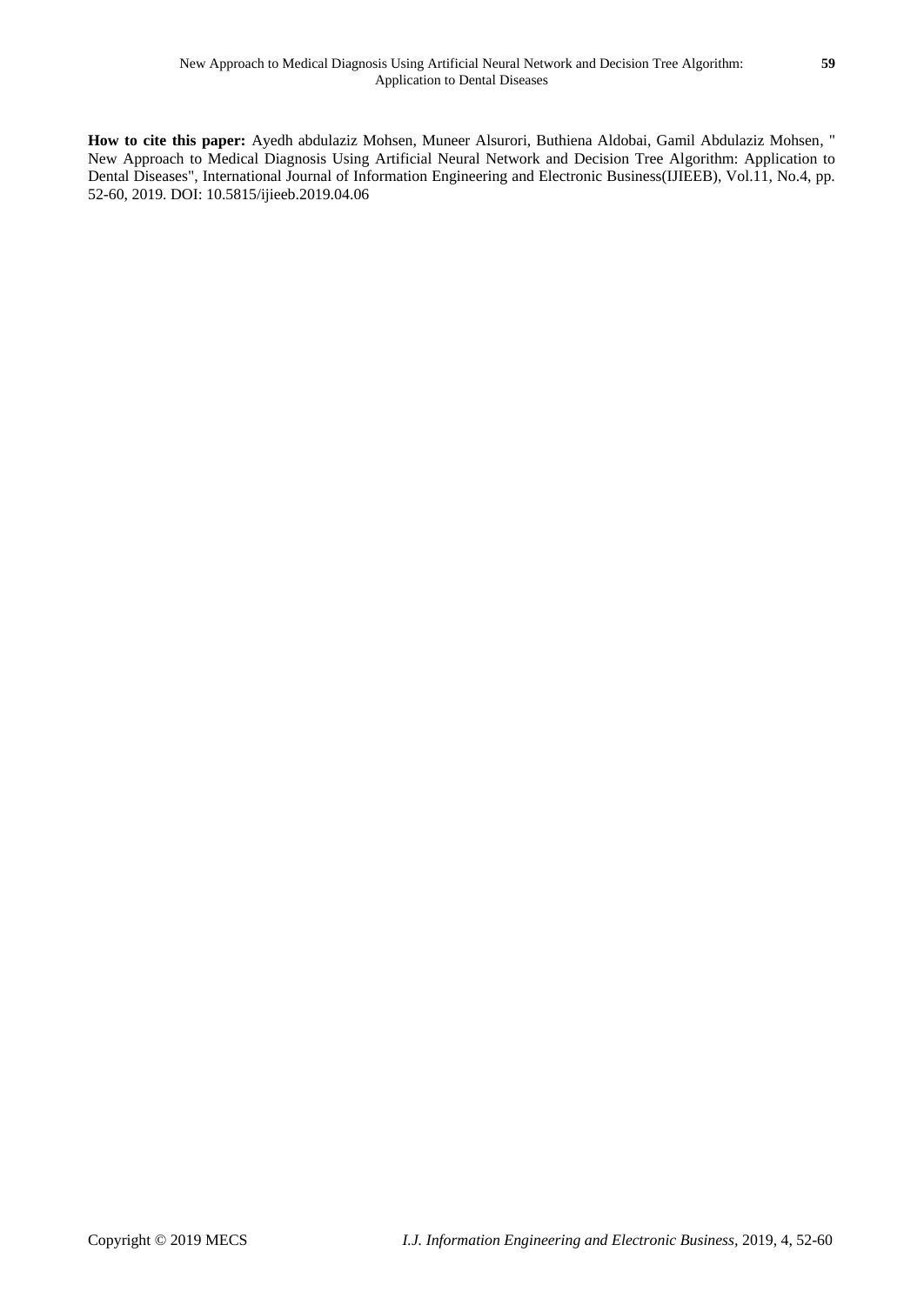**How to cite this paper:** Ayedh abdulaziz Mohsen, Muneer Alsurori, Buthiena Aldobai, Gamil Abdulaziz Mohsen, " New Approach to Medical Diagnosis Using Artificial Neural Network and Decision Tree Algorithm: Application to Dental Diseases", International Journal of Information Engineering and Electronic Business(IJIEEB), Vol.11, No.4, pp. 52-60, 2019. DOI: 10.5815/ijieeb.2019.04.06